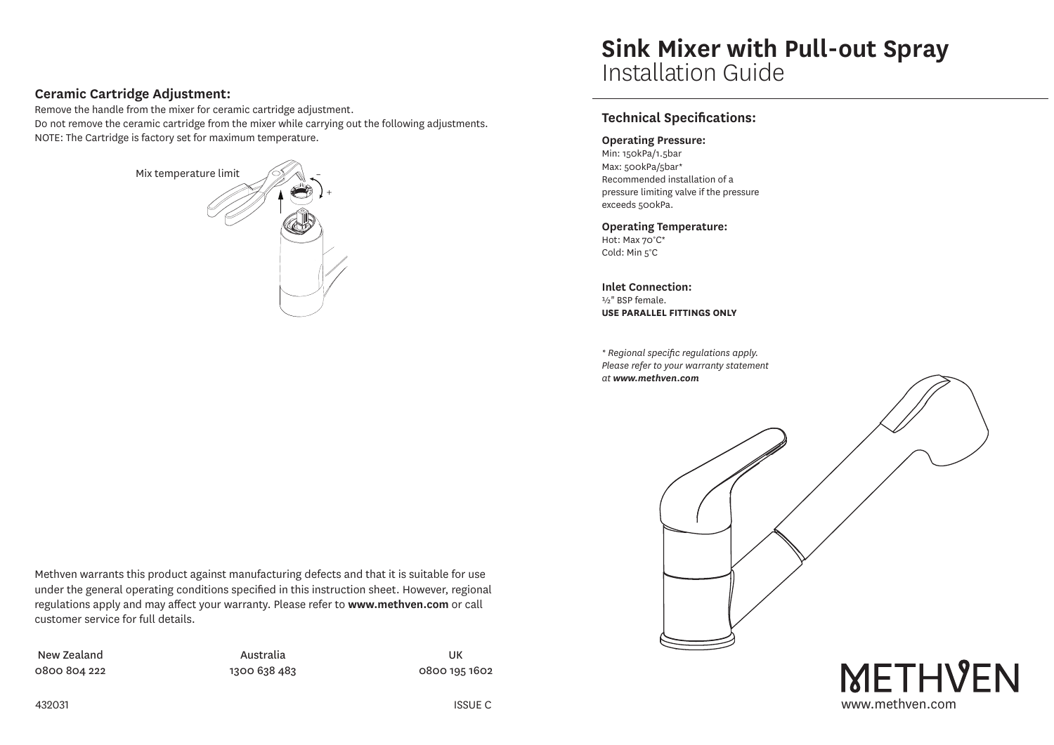# Sink Mixer with Pull-out Spray

Installation Guide

## Technical Specifications:

**Operating Pressure:**
Min: 150kPa/1.5bar
Max: 500kPa/5bar*
Recommended installation of a pressure limiting valve if the pressure exceeds 500kPa.

**Operating Temperature:**
Hot: Max 70°C*
Cold: Min 5°C

**Inlet Connection:**
½" BSP female.
**USE PARALLEL FITTINGS ONLY**

*\* Regional specific regulations apply. Please refer to your warranty statement at **www.methven.com***

## Ceramic Cartridge Adjustment:

Remove the handle from the mixer for ceramic cartridge adjustment.
Do not remove the ceramic cartridge from the mixer while carrying out the following adjustments.
NOTE: The Cartridge is factory set for maximum temperature.

Mix temperature limit

Methven warrants this product against manufacturing defects and that it is suitable for use under the general operating conditions specified in this instruction sheet. However, regional regulations apply and may affect your warranty. Please refer to **www.methven.com** or call customer service for full details.

| New Zealand | Australia | UK |
|---|---|---|
| 0800 804 222 | 1300 638 483 | 0800 195 1602 |

432031 ISSUE C

METHVEN
www.methven.com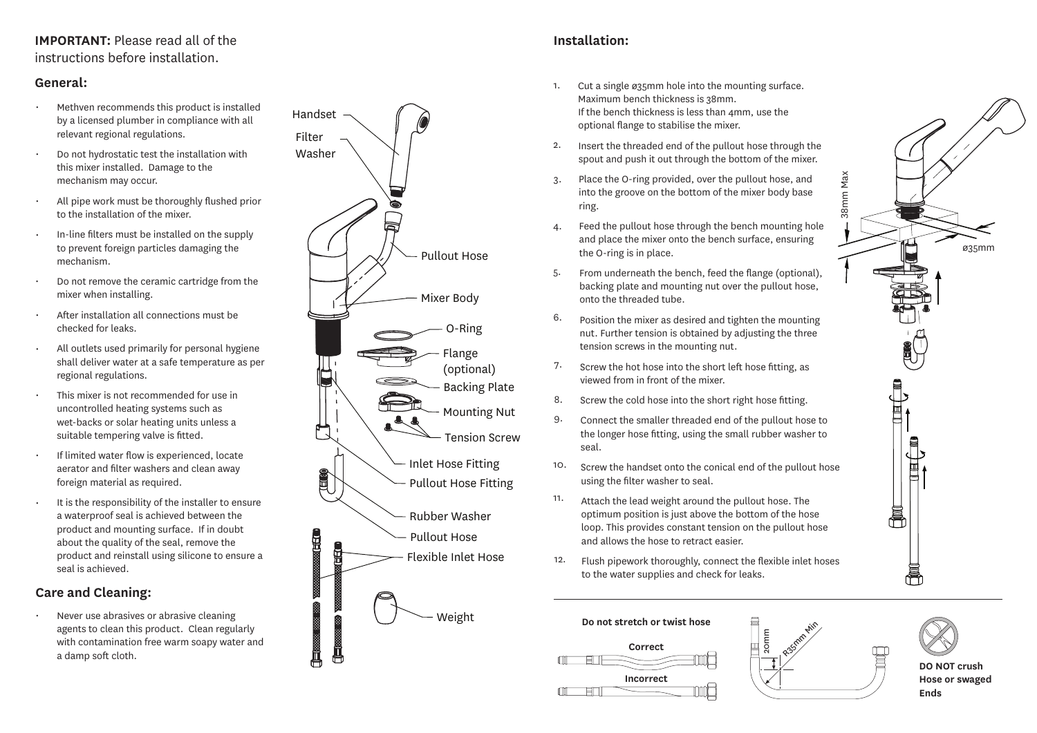**IMPORTANT:** Please read all of the instructions before installation.

## General:

- Methven recommends this product is installed by a licensed plumber in compliance with all relevant regional regulations.
- Do not hydrostatic test the installation with this mixer installed. Damage to the mechanism may occur.
- All pipe work must be thoroughly flushed prior to the installation of the mixer.
- In-line filters must be installed on the supply to prevent foreign particles damaging the mechanism.
- Do not remove the ceramic cartridge from the mixer when installing.
- After installation all connections must be checked for leaks.
- All outlets used primarily for personal hygiene shall deliver water at a safe temperature as per regional regulations.
- This mixer is not recommended for use in uncontrolled heating systems such as wet-backs or solar heating units unless a suitable tempering valve is fitted.
- If limited water flow is experienced, locate aerator and filter washers and clean away foreign material as required.
- It is the responsibility of the installer to ensure a waterproof seal is achieved between the product and mounting surface. If in doubt about the quality of the seal, remove the product and reinstall using silicone to ensure a seal is achieved.

## Care and Cleaning:

- Never use abrasives or abrasive cleaning agents to clean this product. Clean regularly with contamination free warm soapy water and a damp soft cloth.

Handset
Filter Washer
Pullout Hose
Mixer Body
O-Ring
Flange (optional)
Backing Plate
Mounting Nut
Tension Screw
Inlet Hose Fitting
Pullout Hose Fitting
Rubber Washer
Pullout Hose
Flexible Inlet Hose
Weight

## Installation:

1. Cut a single ø35mm hole into the mounting surface. Maximum bench thickness is 38mm. If the bench thickness is less than 4mm, use the optional flange to stabilise the mixer.
2. Insert the threaded end of the pullout hose through the spout and push it out through the bottom of the mixer.
3. Place the O-ring provided, over the pullout hose, and into the groove on the bottom of the mixer body base ring.
4. Feed the pullout hose through the bench mounting hole and place the mixer onto the bench surface, ensuring the O-ring is in place.
5. From underneath the bench, feed the flange (optional), backing plate and mounting nut over the pullout hose, onto the threaded tube.
6. Position the mixer as desired and tighten the mounting nut. Further tension is obtained by adjusting the three tension screws in the mounting nut.
7. Screw the hot hose into the short left hose fitting, as viewed from in front of the mixer.
8. Screw the cold hose into the short right hose fitting.
9. Connect the smaller threaded end of the pullout hose to the longer hose fitting, using the small rubber washer to seal.
10. Screw the handset onto the conical end of the pullout hose using the filter washer to seal.
11. Attach the lead weight around the pullout hose. The optimum position is just above the bottom of the hose loop. This provides constant tension on the pullout hose and allows the hose to retract easier.
12. Flush pipework thoroughly, connect the flexible inlet hoses to the water supplies and check for leaks.

38mm Max
ø35mm

**Do not stretch or twist hose**

**Correct**

**Incorrect**

20mm
R35mm Min

**DO NOT crush Hose or swaged Ends**